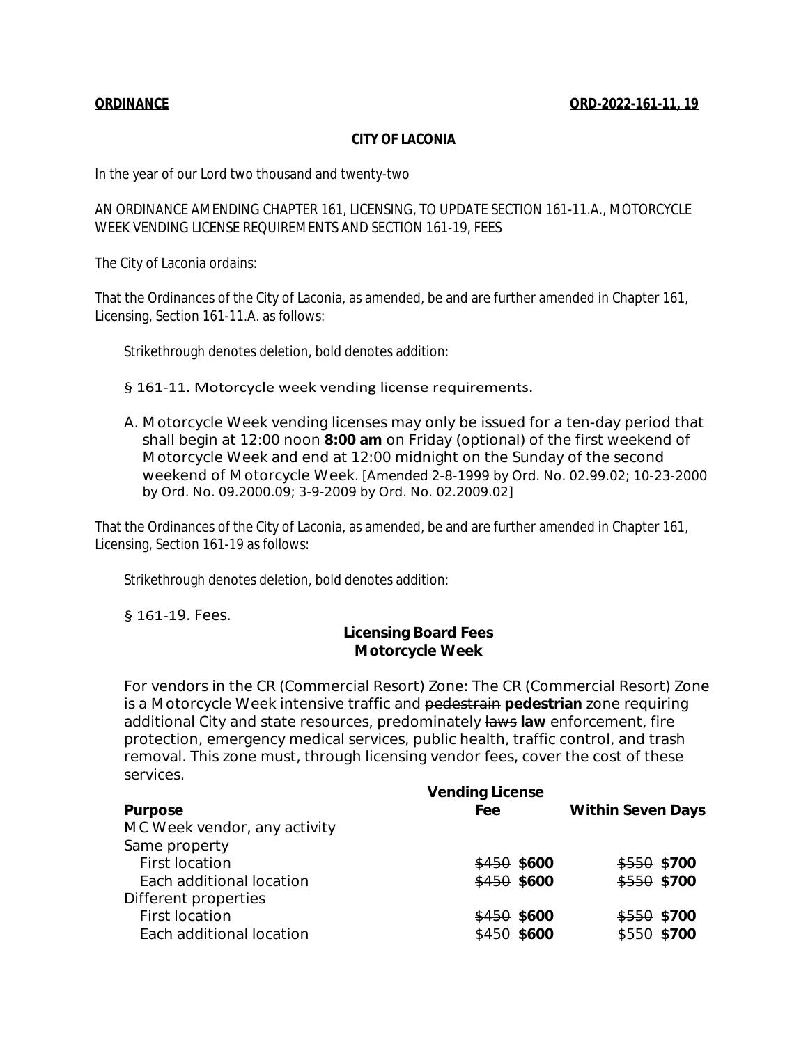**ORDINANCE** **ORD-2022-161-11, 19**

**CITY OF LACONIA**

In the year of our Lord two thousand and twenty-two

AN ORDINANCE AMENDING CHAPTER 161, LICENSING, TO UPDATE SECTION 161-11.A., MOTORCYCLE WEEK VENDING LICENSE REQUIREMENTS AND SECTION 161-19, FEES

The City of Laconia ordains:

That the Ordinances of the City of Laconia, as amended, be and are further amended in Chapter 161, Licensing, Section 161-11.A. as follows:

Strikethrough denotes deletion, bold denotes addition:

§ 161-11. Motorcycle week vending license requirements.

A. Motorcycle Week vending licenses may only be issued for a ten-day period that shall begin at ~~12:00 noon~~ **8:00 am** on Friday ~~(optional)~~ of the first weekend of Motorcycle Week and end at 12:00 midnight on the Sunday of the second weekend of Motorcycle Week. [Amended 2-8-1999 by Ord. No. 02.99.02; 10-23-2000 by Ord. No. 09.2000.09; 3-9-2009 by Ord. No. 02.2009.02]

That the Ordinances of the City of Laconia, as amended, be and are further amended in Chapter 161, Licensing, Section 161-19 as follows:

Strikethrough denotes deletion, bold denotes addition:

§ 161-19. Fees.

**Licensing Board Fees**
**Motorcycle Week**

For vendors in the CR (Commercial Resort) Zone: The CR (Commercial Resort) Zone is a Motorcycle Week intensive traffic and ~~pedestrain~~ **pedestrian** zone requiring additional City and state resources, predominately ~~laws~~ **law** enforcement, fire protection, emergency medical services, public health, traffic control, and trash removal. This zone must, through licensing vendor fees, cover the cost of these services.

| Purpose | Vending License Fee | Within Seven Days |
|---|---|---|
| MC Week vendor, any activity | | |
| Same property | | |
| First location | ~~$450~~ **$600** | ~~$550~~ **$700** |
| Each additional location | ~~$450~~ **$600** | ~~$550~~ **$700** |
| Different properties | | |
| First location | ~~$450~~ **$600** | ~~$550~~ **$700** |
| Each additional location | ~~$450~~ **$600** | ~~$550~~ **$700** |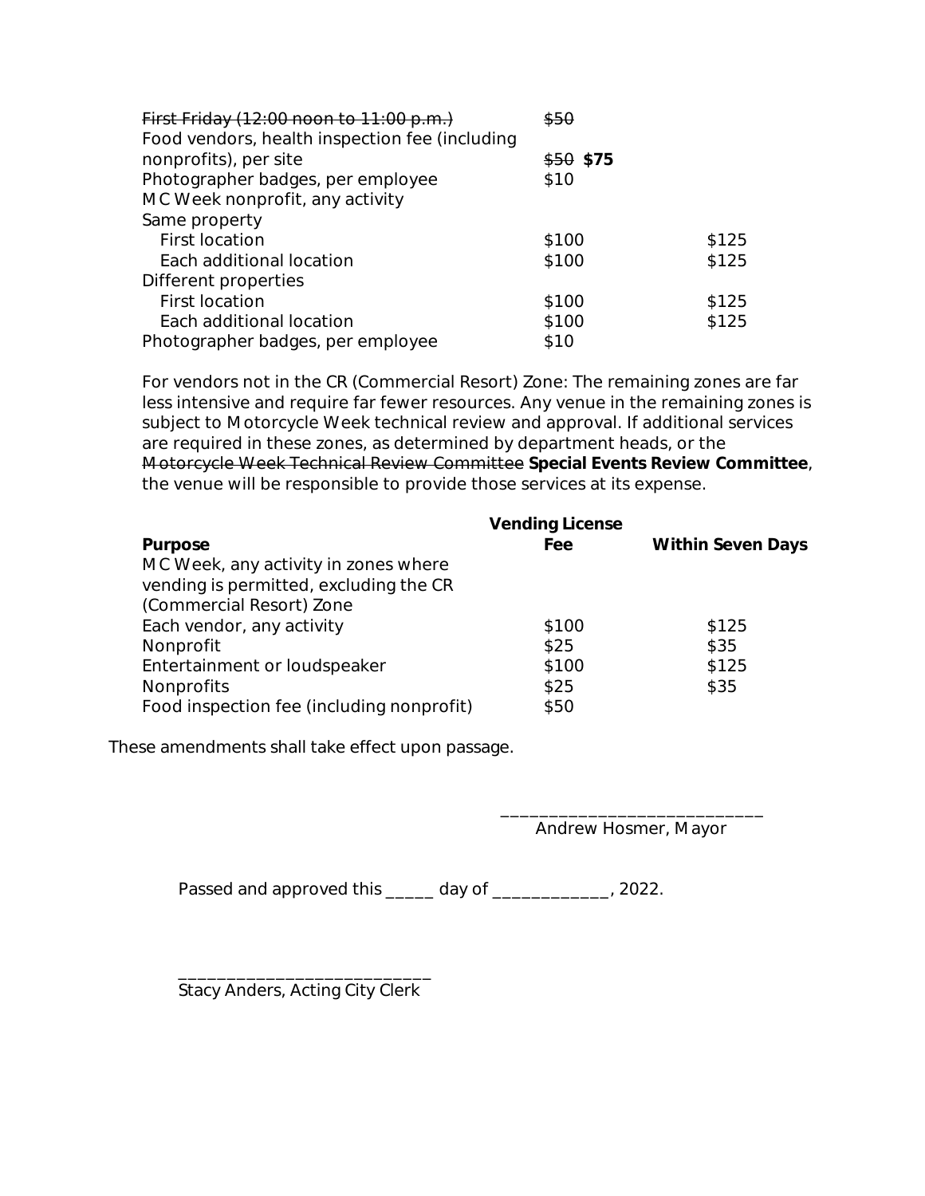| | | |
|---|---|---|
| ~~First Friday (12:00 noon to 11:00 p.m.)~~ | ~~$50~~ | |
| Food vendors, health inspection fee (including nonprofits), per site | ~~$50~~ **$75** | |
| Photographer badges, per employee | $10 | |
| MC Week nonprofit, any activity | | |
| Same property | | |
| First location | $100 | $125 |
| Each additional location | $100 | $125 |
| Different properties | | |
| First location | $100 | $125 |
| Each additional location | $100 | $125 |
| Photographer badges, per employee | $10 | |

For vendors not in the CR (Commercial Resort) Zone: The remaining zones are far less intensive and require far fewer resources. Any venue in the remaining zones is subject to Motorcycle Week technical review and approval. If additional services are required in these zones, as determined by department heads, or the ~~Motorcycle Week Technical Review Committee~~ **Special Events Review Committee**, the venue will be responsible to provide those services at its expense.

| **Purpose** | **Vending License Fee** | **Within Seven Days** |
|---|---|---|
| MC Week, any activity in zones where vending is permitted, excluding the CR (Commercial Resort) Zone | | |
| Each vendor, any activity | $100 | $125 |
| Nonprofit | $25 | $35 |
| Entertainment or loudspeaker | $100 | $125 |
| Nonprofits | $25 | $35 |
| Food inspection fee (including nonprofit) | $50 | |

These amendments shall take effect upon passage.

___________________________
Andrew Hosmer, Mayor

Passed and approved this _____ day of ____________, 2022.

___________________________
Stacy Anders, Acting City Clerk